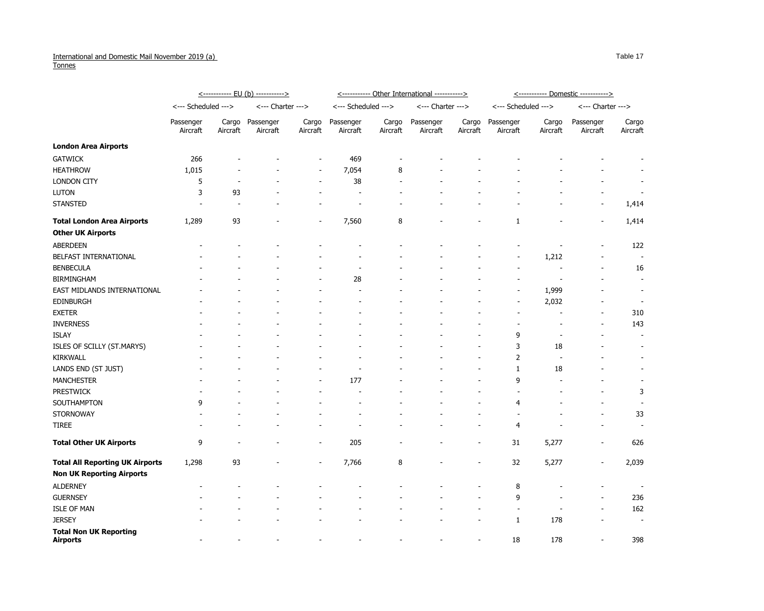International and Domestic Mail November 2019 (a)
Tonnes

Table 17

| | EU (b) | | | | Other International | | | | Domestic | | | |
|---|---|---|---|---|---|---|---|---|---|---|---|---|
| | Scheduled | | Charter | | Scheduled | | Charter | | Scheduled | | Charter | |
| | Passenger Aircraft | Cargo Aircraft | Passenger Aircraft | Cargo Aircraft | Passenger Aircraft | Cargo Aircraft | Passenger Aircraft | Cargo Aircraft | Passenger Aircraft | Cargo Aircraft | Passenger Aircraft | Cargo Aircraft |
| **London Area Airports** | | | | | | | | | | | | |
| GATWICK | 266 | - | - | - | 469 | - | - | - | - | - | - | - |
| HEATHROW | 1,015 | - | - | - | 7,054 | 8 | - | - | - | - | - | - |
| LONDON CITY | 5 | - | - | - | 38 | - | - | - | - | - | - | - |
| LUTON | 3 | 93 | - | - | - | - | - | - | - | - | - | - |
| STANSTED | - | - | - | - | - | - | - | - | - | - | - | 1,414 |
| **Total London Area Airports** | 1,289 | 93 | - | - | 7,560 | 8 | - | - | 1 | - | - | 1,414 |
| **Other UK Airports** | | | | | | | | | | | | |
| ABERDEEN | - | - | - | - | - | - | - | - | - | - | - | 122 |
| BELFAST INTERNATIONAL | - | - | - | - | - | - | - | - | - | 1,212 | - | - |
| BENBECULA | - | - | - | - | - | - | - | - | - | - | - | 16 |
| BIRMINGHAM | - | - | - | - | 28 | - | - | - | - | - | - | - |
| EAST MIDLANDS INTERNATIONAL | - | - | - | - | - | - | - | - | - | 1,999 | - | - |
| EDINBURGH | - | - | - | - | - | - | - | - | - | 2,032 | - | - |
| EXETER | - | - | - | - | - | - | - | - | - | - | - | 310 |
| INVERNESS | - | - | - | - | - | - | - | - | - | - | - | 143 |
| ISLAY | - | - | - | - | - | - | - | - | 9 | - | - | - |
| ISLES OF SCILLY (ST.MARYS) | - | - | - | - | - | - | - | - | 3 | 18 | - | - |
| KIRKWALL | - | - | - | - | - | - | - | - | 2 | - | - | - |
| LANDS END (ST JUST) | - | - | - | - | - | - | - | - | 1 | 18 | - | - |
| MANCHESTER | - | - | - | - | 177 | - | - | - | 9 | - | - | - |
| PRESTWICK | - | - | - | - | - | - | - | - | - | - | - | 3 |
| SOUTHAMPTON | 9 | - | - | - | - | - | - | - | 4 | - | - | - |
| STORNOWAY | - | - | - | - | - | - | - | - | - | - | - | 33 |
| TIREE | - | - | - | - | - | - | - | - | 4 | - | - | - |
| **Total Other UK Airports** | 9 | - | - | - | 205 | - | - | - | 31 | 5,277 | - | 626 |
| **Total All Reporting UK Airports** | 1,298 | 93 | - | - | 7,766 | 8 | - | - | 32 | 5,277 | - | 2,039 |
| **Non UK Reporting Airports** | | | | | | | | | | | | |
| ALDERNEY | - | - | - | - | - | - | - | - | 8 | - | - | - |
| GUERNSEY | - | - | - | - | - | - | - | - | 9 | - | - | 236 |
| ISLE OF MAN | - | - | - | - | - | - | - | - | - | - | - | 162 |
| JERSEY | - | - | - | - | - | - | - | - | 1 | 178 | - | - |
| **Total Non UK Reporting Airports** | - | - | - | - | - | - | - | - | 18 | 178 | - | 398 |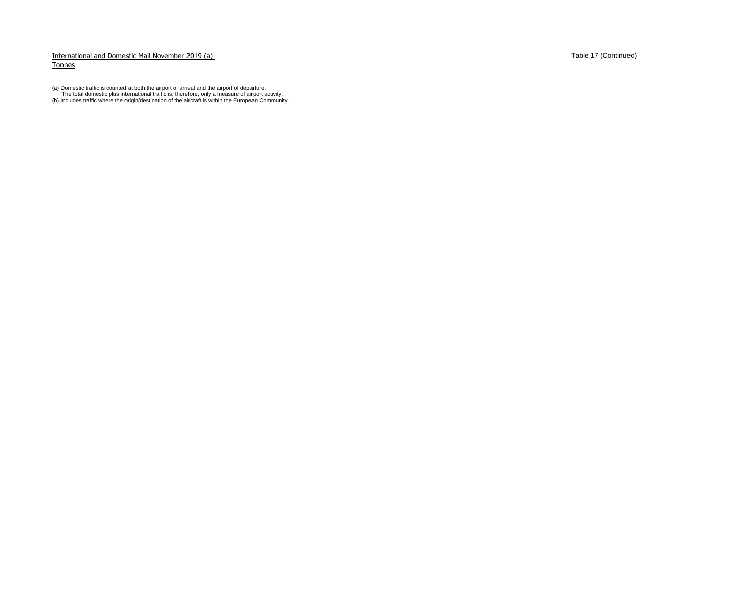International and Domestic Mail November 2019 (a)
Tonnes

Table 17 (Continued)

(a) Domestic traffic is counted at both the airport of arrival and the airport of departure.
The total domestic plus international traffic is, therefore, only a measure of airport activity.
(b) Includes traffic where the origin/destination of the aircraft is within the European Community.